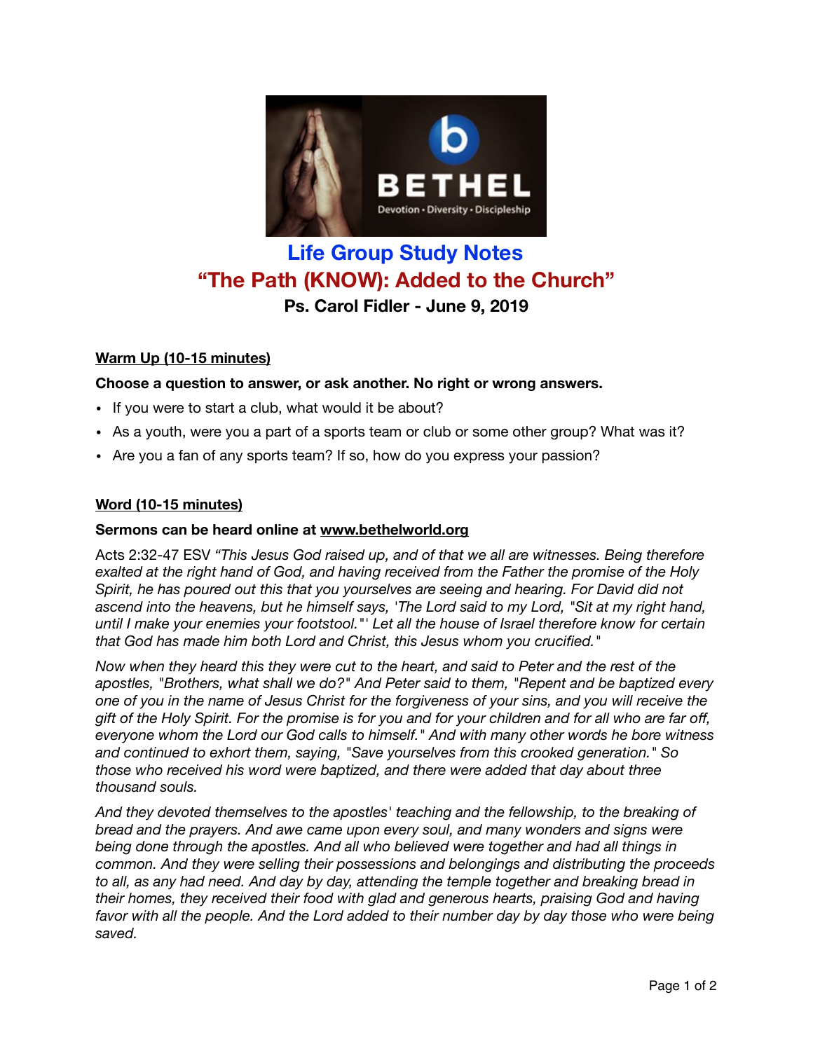# Life Group Study Notes

## "The Path (KNOW): Added to the Church"

**Ps. Carol Fidler - June 9, 2019**

### Warm Up (10-15 minutes)

**Choose a question to answer, or ask another. No right or wrong answers.**

- If you were to start a club, what would it be about?
- As a youth, were you a part of a sports team or club or some other group? What was it?
- Are you a fan of any sports team? If so, how do you express your passion?

### Word (10-15 minutes)

**Sermons can be heard online at www.bethelworld.org**

Acts 2:32-47 ESV *"This Jesus God raised up, and of that we all are witnesses. Being therefore exalted at the right hand of God, and having received from the Father the promise of the Holy Spirit, he has poured out this that you yourselves are seeing and hearing. For David did not ascend into the heavens, but he himself says, 'The Lord said to my Lord, "Sit at my right hand, until I make your enemies your footstool."' Let all the house of Israel therefore know for certain that God has made him both Lord and Christ, this Jesus whom you crucified."*

*Now when they heard this they were cut to the heart, and said to Peter and the rest of the apostles, "Brothers, what shall we do?" And Peter said to them, "Repent and be baptized every one of you in the name of Jesus Christ for the forgiveness of your sins, and you will receive the gift of the Holy Spirit. For the promise is for you and for your children and for all who are far off, everyone whom the Lord our God calls to himself." And with many other words he bore witness and continued to exhort them, saying, "Save yourselves from this crooked generation." So those who received his word were baptized, and there were added that day about three thousand souls.*

*And they devoted themselves to the apostles' teaching and the fellowship, to the breaking of bread and the prayers. And awe came upon every soul, and many wonders and signs were being done through the apostles. And all who believed were together and had all things in common. And they were selling their possessions and belongings and distributing the proceeds to all, as any had need. And day by day, attending the temple together and breaking bread in their homes, they received their food with glad and generous hearts, praising God and having favor with all the people. And the Lord added to their number day by day those who were being saved.*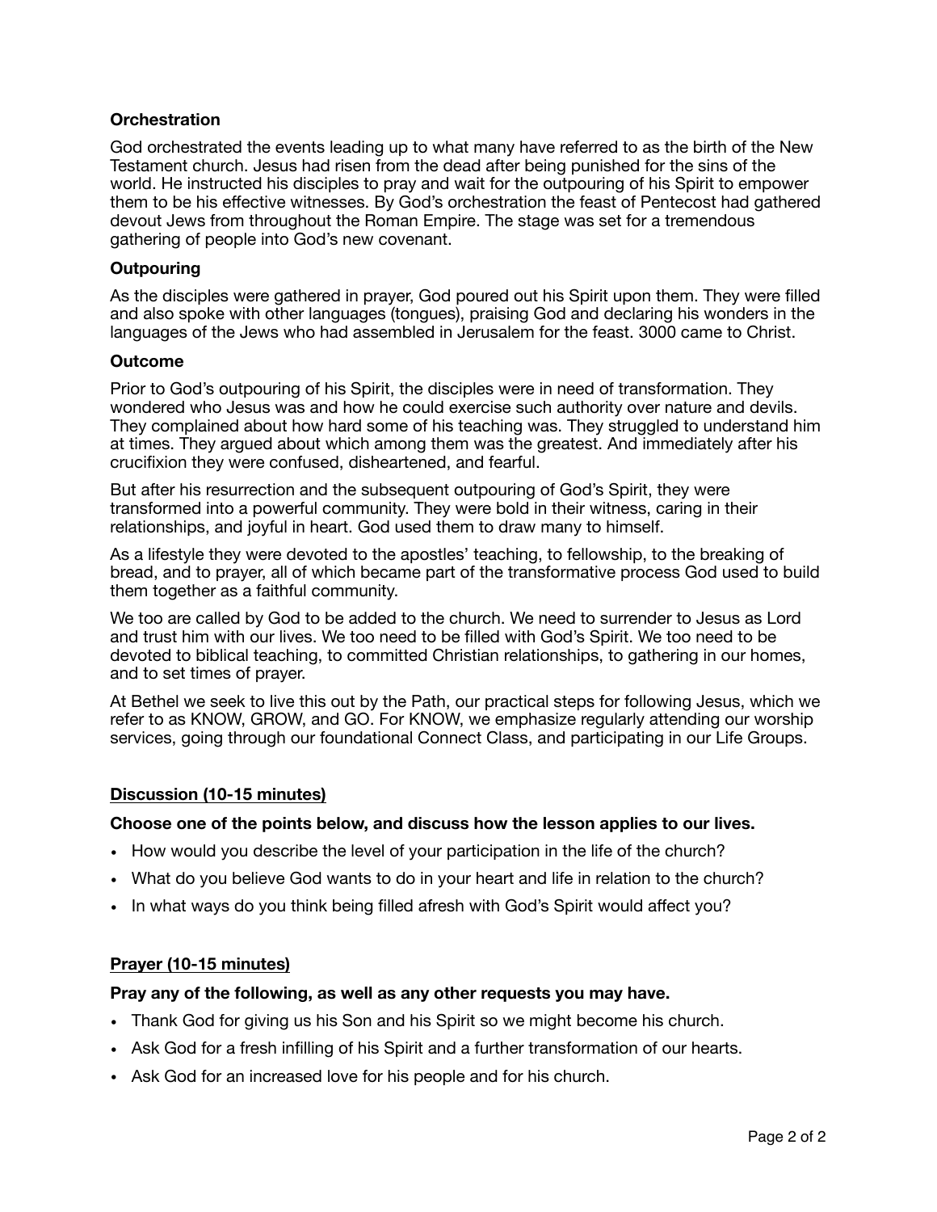**Orchestration**

God orchestrated the events leading up to what many have referred to as the birth of the New Testament church. Jesus had risen from the dead after being punished for the sins of the world. He instructed his disciples to pray and wait for the outpouring of his Spirit to empower them to be his effective witnesses. By God's orchestration the feast of Pentecost had gathered devout Jews from throughout the Roman Empire. The stage was set for a tremendous gathering of people into God's new covenant.

**Outpouring**

As the disciples were gathered in prayer, God poured out his Spirit upon them. They were filled and also spoke with other languages (tongues), praising God and declaring his wonders in the languages of the Jews who had assembled in Jerusalem for the feast. 3000 came to Christ.

**Outcome**

Prior to God's outpouring of his Spirit, the disciples were in need of transformation. They wondered who Jesus was and how he could exercise such authority over nature and devils. They complained about how hard some of his teaching was. They struggled to understand him at times. They argued about which among them was the greatest. And immediately after his crucifixion they were confused, disheartened, and fearful.

But after his resurrection and the subsequent outpouring of God's Spirit, they were transformed into a powerful community. They were bold in their witness, caring in their relationships, and joyful in heart. God used them to draw many to himself.

As a lifestyle they were devoted to the apostles' teaching, to fellowship, to the breaking of bread, and to prayer, all of which became part of the transformative process God used to build them together as a faithful community.

We too are called by God to be added to the church. We need to surrender to Jesus as Lord and trust him with our lives. We too need to be filled with God's Spirit. We too need to be devoted to biblical teaching, to committed Christian relationships, to gathering in our homes, and to set times of prayer.

At Bethel we seek to live this out by the Path, our practical steps for following Jesus, which we refer to as KNOW, GROW, and GO. For KNOW, we emphasize regularly attending our worship services, going through our foundational Connect Class, and participating in our Life Groups.

## Discussion (10-15 minutes)

**Choose one of the points below, and discuss how the lesson applies to our lives.**

- How would you describe the level of your participation in the life of the church?
- What do you believe God wants to do in your heart and life in relation to the church?
- In what ways do you think being filled afresh with God's Spirit would affect you?

## Prayer (10-15 minutes)

**Pray any of the following, as well as any other requests you may have.**

- Thank God for giving us his Son and his Spirit so we might become his church.
- Ask God for a fresh infilling of his Spirit and a further transformation of our hearts.
- Ask God for an increased love for his people and for his church.